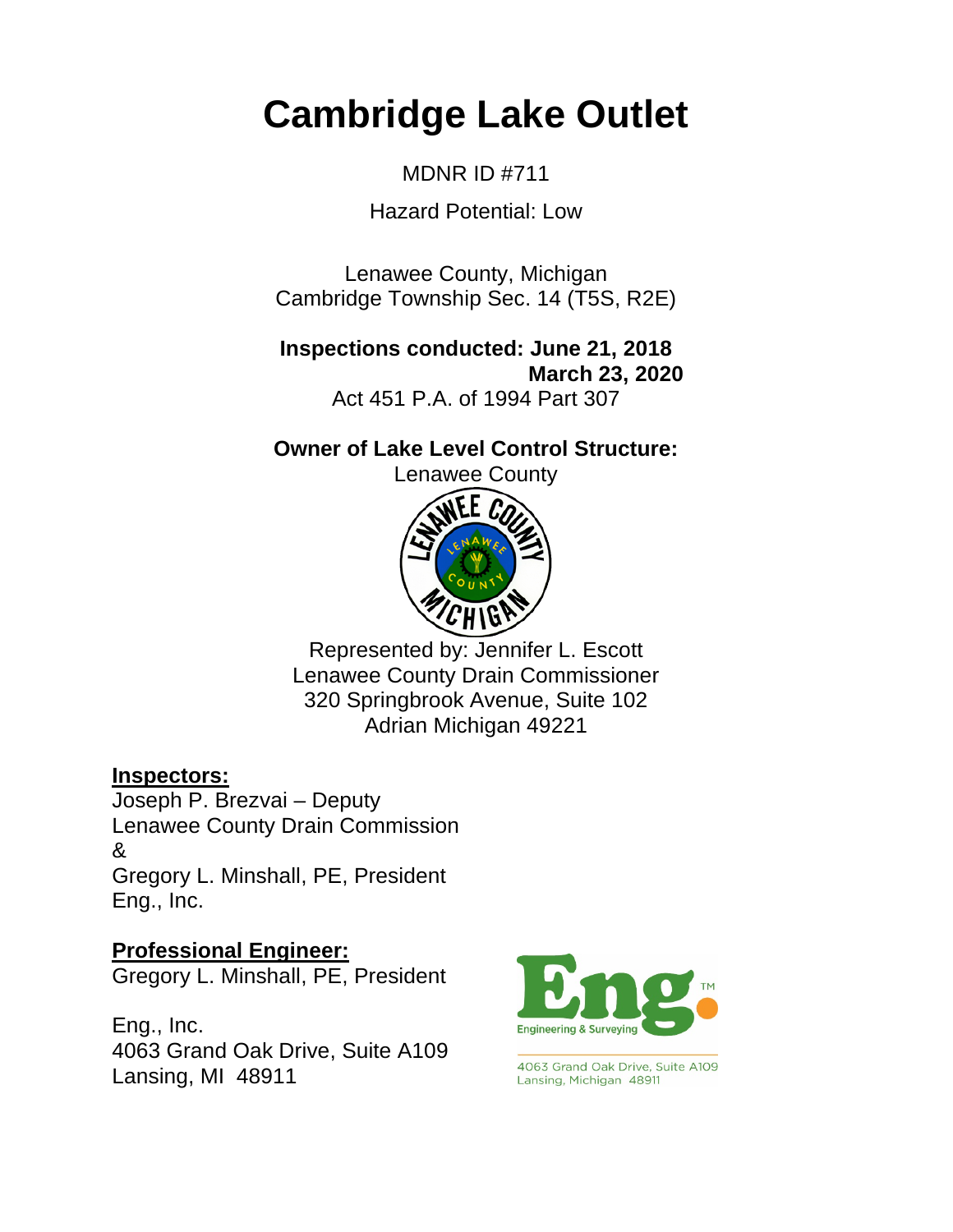# Cambridge Lake Outlet

MDNR ID #711

Hazard Potential: Low

Lenawee County, Michigan
Cambridge Township Sec. 14 (T5S, R2E)

**Inspections conducted: June 21, 2018**
**March 23, 2020**
Act 451 P.A. of 1994 Part 307

**Owner of Lake Level Control Structure:**
Lenawee County

Represented by: Jennifer L. Escott
Lenawee County Drain Commissioner
320 Springbrook Avenue, Suite 102
Adrian Michigan 49221

**Inspectors:**
Joseph P. Brezvai – Deputy
Lenawee County Drain Commission
&
Gregory L. Minshall, PE, President
Eng., Inc.

**Professional Engineer:**
Gregory L. Minshall, PE, President

Eng., Inc.
4063 Grand Oak Drive, Suite A109
Lansing, MI 48911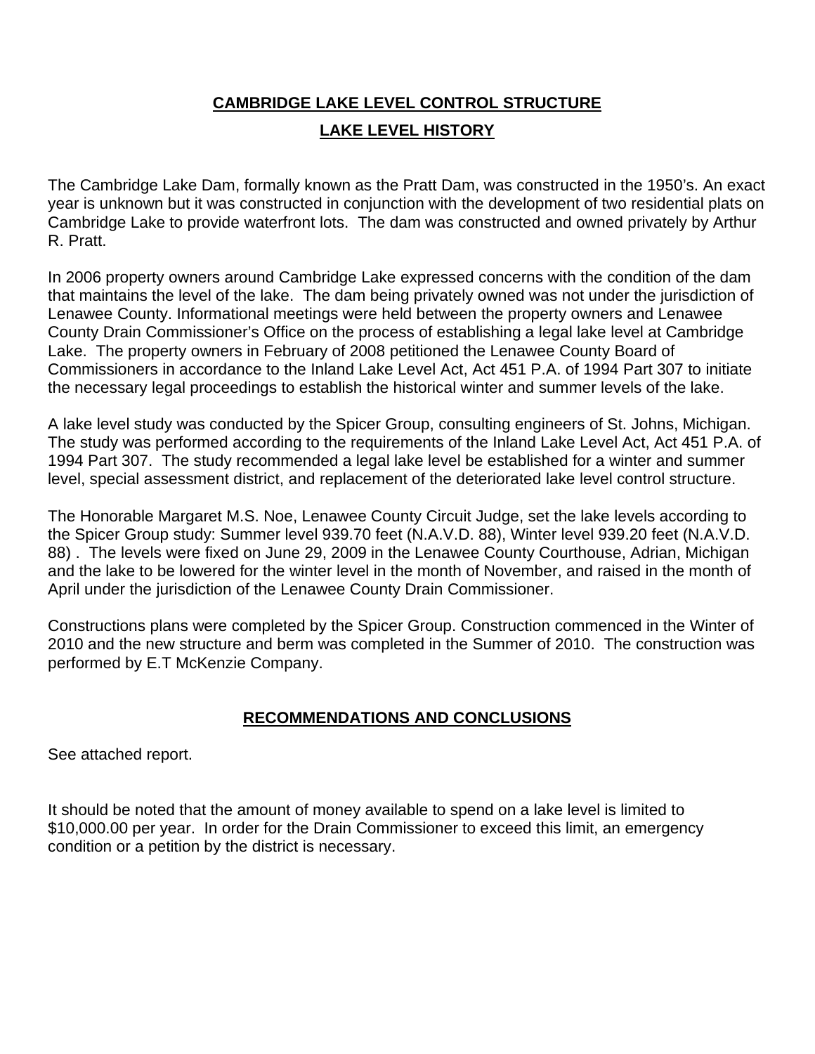# CAMBRIDGE LAKE LEVEL CONTROL STRUCTURE

## LAKE LEVEL HISTORY

The Cambridge Lake Dam, formally known as the Pratt Dam, was constructed in the 1950's. An exact year is unknown but it was constructed in conjunction with the development of two residential plats on Cambridge Lake to provide waterfront lots. The dam was constructed and owned privately by Arthur R. Pratt.

In 2006 property owners around Cambridge Lake expressed concerns with the condition of the dam that maintains the level of the lake. The dam being privately owned was not under the jurisdiction of Lenawee County. Informational meetings were held between the property owners and Lenawee County Drain Commissioner's Office on the process of establishing a legal lake level at Cambridge Lake. The property owners in February of 2008 petitioned the Lenawee County Board of Commissioners in accordance to the Inland Lake Level Act, Act 451 P.A. of 1994 Part 307 to initiate the necessary legal proceedings to establish the historical winter and summer levels of the lake.

A lake level study was conducted by the Spicer Group, consulting engineers of St. Johns, Michigan. The study was performed according to the requirements of the Inland Lake Level Act, Act 451 P.A. of 1994 Part 307. The study recommended a legal lake level be established for a winter and summer level, special assessment district, and replacement of the deteriorated lake level control structure.

The Honorable Margaret M.S. Noe, Lenawee County Circuit Judge, set the lake levels according to the Spicer Group study: Summer level 939.70 feet (N.A.V.D. 88), Winter level 939.20 feet (N.A.V.D. 88) . The levels were fixed on June 29, 2009 in the Lenawee County Courthouse, Adrian, Michigan and the lake to be lowered for the winter level in the month of November, and raised in the month of April under the jurisdiction of the Lenawee County Drain Commissioner.

Constructions plans were completed by the Spicer Group. Construction commenced in the Winter of 2010 and the new structure and berm was completed in the Summer of 2010. The construction was performed by E.T McKenzie Company.

## RECOMMENDATIONS AND CONCLUSIONS

See attached report.

It should be noted that the amount of money available to spend on a lake level is limited to $10,000.00 per year. In order for the Drain Commissioner to exceed this limit, an emergency condition or a petition by the district is necessary.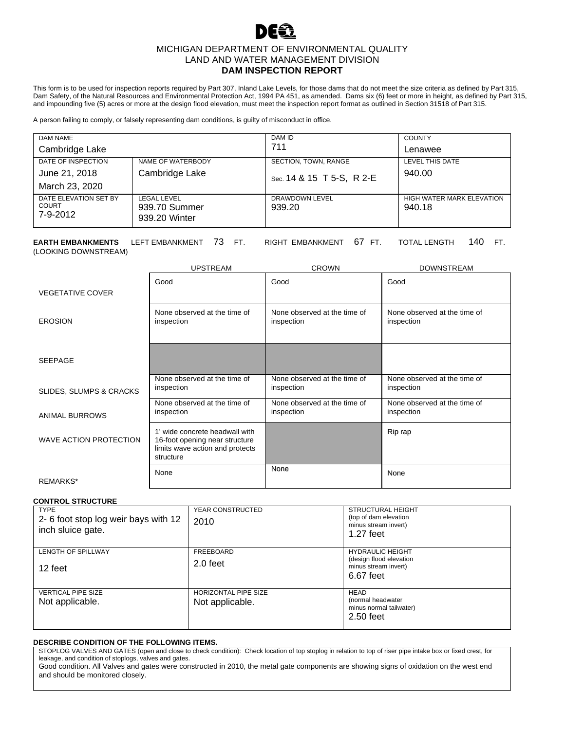# MICHIGAN DEPARTMENT OF ENVIRONMENTAL QUALITY
## LAND AND WATER MANAGEMENT DIVISION
## DAM INSPECTION REPORT

This form is to be used for inspection reports required by Part 307, Inland Lake Levels, for those dams that do not meet the size criteria as defined by Part 315, Dam Safety, of the Natural Resources and Environmental Protection Act, 1994 PA 451, as amended. Dams six (6) feet or more in height, as defined by Part 315, and impounding five (5) acres or more at the design flood elevation, must meet the inspection report format as outlined in Section 31518 of Part 315.

A person failing to comply, or falsely representing dam conditions, is guilty of misconduct in office.

| DAM NAME | | DAM ID | COUNTY |
|---|---|---|---|
| Cambridge Lake | | 711 | Lenawee |
| DATE OF INSPECTION | NAME OF WATERBODY | SECTION, TOWN, RANGE | LEVEL THIS DATE |
| June 21, 2018<br>March 23, 2020 | Cambridge Lake | Sec. 14 & 15 T 5-S, R 2-E | 940.00 |
| DATE ELEVATION SET BY COURT | LEGAL LEVEL | DRAWDOWN LEVEL | HIGH WATER MARK ELEVATION |
| 7-9-2012 | 939.70 Summer<br>939.20 Winter | 939.20 | 940.18 |

**EARTH EMBANKMENTS** (LOOKING DOWNSTREAM) LEFT EMBANKMENT 73 FT. RIGHT EMBANKMENT 67 FT. TOTAL LENGTH 140 FT.

| | UPSTREAM | CROWN | DOWNSTREAM |
|---|---|---|---|
| VEGETATIVE COVER | Good | Good | Good |
| EROSION | None observed at the time of inspection | None observed at the time of inspection | None observed at the time of inspection |
| SEEPAGE | | | |
| SLIDES, SLUMPS & CRACKS | None observed at the time of inspection | None observed at the time of inspection | None observed at the time of inspection |
| ANIMAL BURROWS | None observed at the time of inspection | None observed at the time of inspection | None observed at the time of inspection |
| WAVE ACTION PROTECTION | 1' wide concrete headwall with 16-foot opening near structure limits wave action and protects structure | | Rip rap |
| REMARKS* | None | None | None |

**CONTROL STRUCTURE**

| TYPE | YEAR CONSTRUCTED | STRUCTURAL HEIGHT (top of dam elevation minus stream invert) |
|---|---|---|
| 2- 6 foot stop log weir bays with 12 inch sluice gate. | 2010 | 1.27 feet |
| **LENGTH OF SPILLWAY** | **FREEBOARD** | **HYDRAULIC HEIGHT (design flood elevation minus stream invert)** |
| 12 feet | 2.0 feet | 6.67 feet |
| **VERTICAL PIPE SIZE** | **HORIZONTAL PIPE SIZE** | **HEAD (normal headwater minus normal tailwater)** |
| Not applicable. | Not applicable. | 2.50 feet |

**DESCRIBE CONDITION OF THE FOLLOWING ITEMS.**

STOPLOG VALVES AND GATES (open and close to check condition): Check location of top stoplog in relation to top of riser pipe intake box or fixed crest, for leakage, and condition of stoplogs, valves and gates.

Good condition. All Valves and gates were constructed in 2010, the metal gate components are showing signs of oxidation on the west end and should be monitored closely.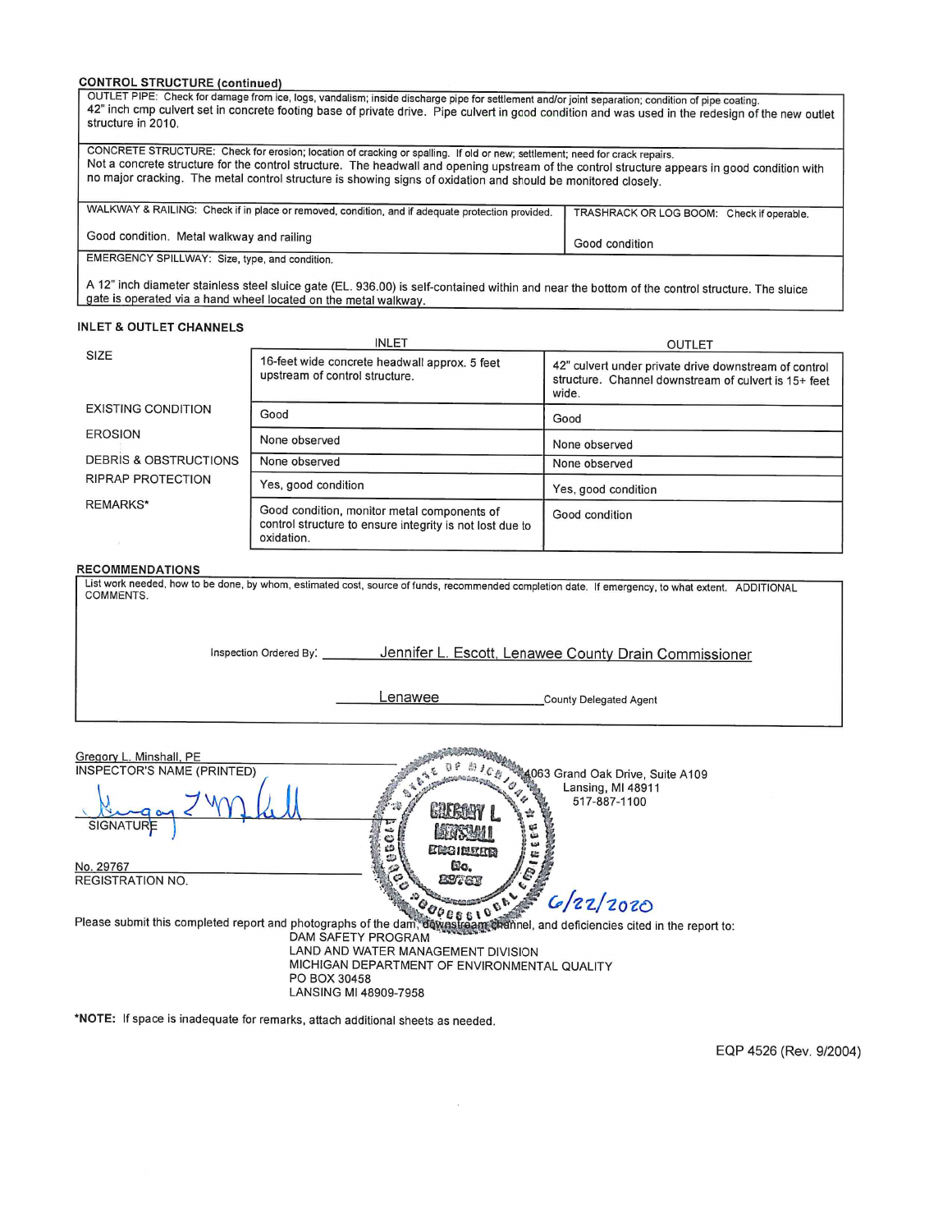**CONTROL STRUCTURE (continued)**

| OUTLET PIPE: Check for damage from ice, logs, vandalism; inside discharge pipe for settlement and/or joint separation; condition of pipe coating. | |
|---|---|
| 42" inch cmp culvert set in concrete footing base of private drive. Pipe culvert in good condition and was used in the redesign of the new outlet structure in 2010. | |
| CONCRETE STRUCTURE: Check for erosion; location of cracking or spalling. If old or new; settlement; need for crack repairs. Not a concrete structure for the control structure. The headwall and opening upstream of the control structure appears in good condition with no major cracking. The metal control structure is showing signs of oxidation and should be monitored closely. | |
| WALKWAY & RAILING: Check if in place or removed, condition, and if adequate protection provided. | TRASHRACK OR LOG BOOM: Check if operable. |
| Good condition. Metal walkway and railing | Good condition |
| EMERGENCY SPILLWAY: Size, type, and condition. A 12" inch diameter stainless steel sluice gate (EL. 936.00) is self-contained within and near the bottom of the control structure. The sluice gate is operated via a hand wheel located on the metal walkway. | |

**INLET & OUTLET CHANNELS**

| | INLET | OUTLET |
|---|---|---|
| SIZE | 16-feet wide concrete headwall approx. 5 feet upstream of control structure. | 42" culvert under private drive downstream of control structure. Channel downstream of culvert is 15+ feet wide. |
| EXISTING CONDITION | Good | Good |
| EROSION | None observed | None observed |
| DEBRIS & OBSTRUCTIONS | None observed | None observed |
| RIPRAP PROTECTION | Yes, good condition | Yes, good condition |
| REMARKS* | Good condition, monitor metal components of control structure to ensure integrity is not lost due to oxidation. | Good condition |

**RECOMMENDATIONS**

List work needed, how to be done, by whom, estimated cost, source of funds, recommended completion date. If emergency, to what extent. ADDITIONAL COMMENTS.

Inspection Ordered By: Jennifer L. Escott, Lenawee County Drain Commissioner

Lenawee County Delegated Agent

Gregory L. Minshall, PE
INSPECTOR'S NAME (PRINTED)

[Signature]
SIGNATURE

No. 29767
REGISTRATION NO.

[Seal: State of Michigan, Gregory L. Minshall, Engineer, No. 29767, Professional Engineer]

4063 Grand Oak Drive, Suite A109
Lansing, MI 48911
517-887-1100

6/22/2020

Please submit this completed report and photographs of the dam, downstream channel, and deficiencies cited in the report to:
DAM SAFETY PROGRAM
LAND AND WATER MANAGEMENT DIVISION
MICHIGAN DEPARTMENT OF ENVIRONMENTAL QUALITY
PO BOX 30458
LANSING MI 48909-7958

***NOTE:** If space is inadequate for remarks, attach additional sheets as needed.

EQP 4526 (Rev. 9/2004)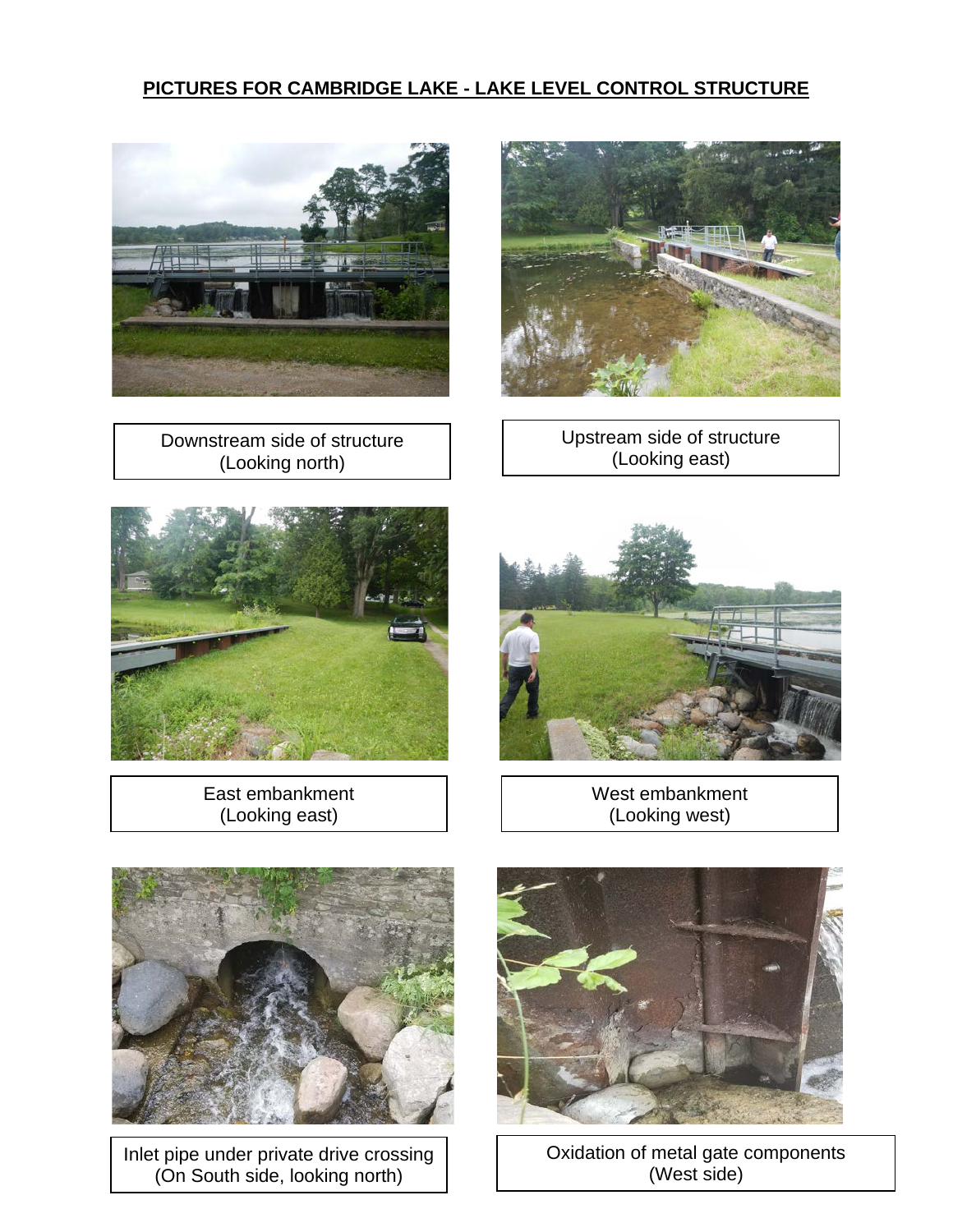# PICTURES FOR CAMBRIDGE LAKE - LAKE LEVEL CONTROL STRUCTURE

Downstream side of structure
(Looking north)

Upstream side of structure
(Looking east)

East embankment
(Looking east)

West embankment
(Looking west)

Inlet pipe under private drive crossing
(On South side, looking north)

Oxidation of metal gate components
(West side)